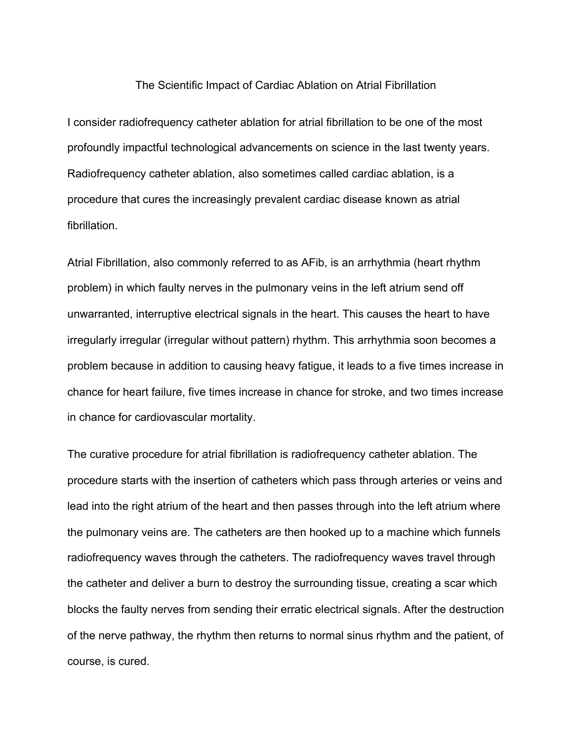# The Scientific Impact of Cardiac Ablation on Atrial Fibrillation

I consider radiofrequency catheter ablation for atrial fibrillation to be one of the most profoundly impactful technological advancements on science in the last twenty years. Radiofrequency catheter ablation, also sometimes called cardiac ablation, is a procedure that cures the increasingly prevalent cardiac disease known as atrial fibrillation.

Atrial Fibrillation, also commonly referred to as AFib, is an arrhythmia (heart rhythm problem) in which faulty nerves in the pulmonary veins in the left atrium send off unwarranted, interruptive electrical signals in the heart. This causes the heart to have irregularly irregular (irregular without pattern) rhythm. This arrhythmia soon becomes a problem because in addition to causing heavy fatigue, it leads to a five times increase in chance for heart failure, five times increase in chance for stroke, and two times increase in chance for cardiovascular mortality.

The curative procedure for atrial fibrillation is radiofrequency catheter ablation. The procedure starts with the insertion of catheters which pass through arteries or veins and lead into the right atrium of the heart and then passes through into the left atrium where the pulmonary veins are. The catheters are then hooked up to a machine which funnels radiofrequency waves through the catheters. The radiofrequency waves travel through the catheter and deliver a burn to destroy the surrounding tissue, creating a scar which blocks the faulty nerves from sending their erratic electrical signals. After the destruction of the nerve pathway, the rhythm then returns to normal sinus rhythm and the patient, of course, is cured.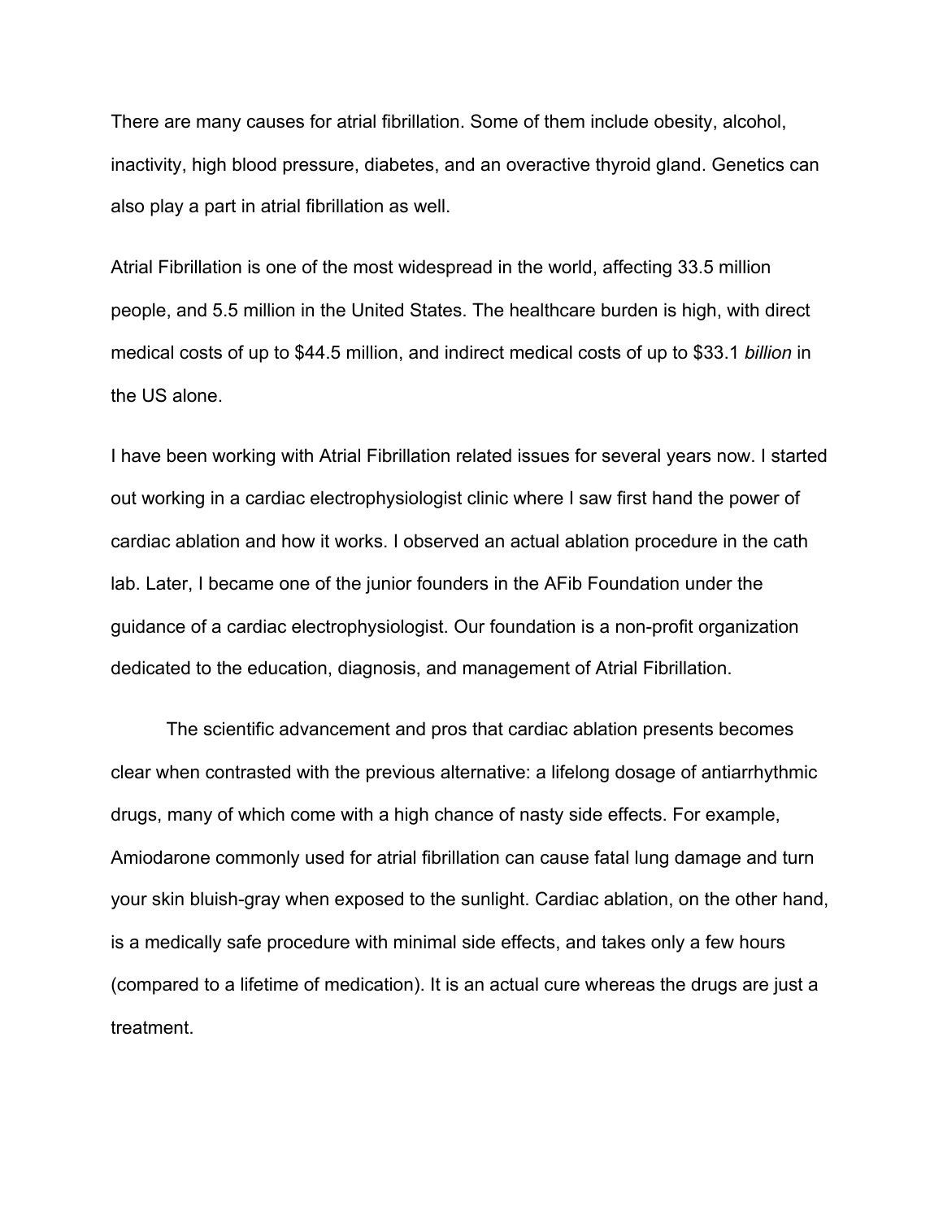There are many causes for atrial fibrillation. Some of them include obesity, alcohol, inactivity, high blood pressure, diabetes, and an overactive thyroid gland. Genetics can also play a part in atrial fibrillation as well.

Atrial Fibrillation is one of the most widespread in the world, affecting 33.5 million people, and 5.5 million in the United States. The healthcare burden is high, with direct medical costs of up to $44.5 million, and indirect medical costs of up to $33.1 *billion* in the US alone.

I have been working with Atrial Fibrillation related issues for several years now. I started out working in a cardiac electrophysiologist clinic where I saw first hand the power of cardiac ablation and how it works. I observed an actual ablation procedure in the cath lab. Later, I became one of the junior founders in the AFib Foundation under the guidance of a cardiac electrophysiologist. Our foundation is a non-profit organization dedicated to the education, diagnosis, and management of Atrial Fibrillation.

The scientific advancement and pros that cardiac ablation presents becomes clear when contrasted with the previous alternative: a lifelong dosage of antiarrhythmic drugs, many of which come with a high chance of nasty side effects. For example, Amiodarone commonly used for atrial fibrillation can cause fatal lung damage and turn your skin bluish-gray when exposed to the sunlight. Cardiac ablation, on the other hand, is a medically safe procedure with minimal side effects, and takes only a few hours (compared to a lifetime of medication). It is an actual cure whereas the drugs are just a treatment.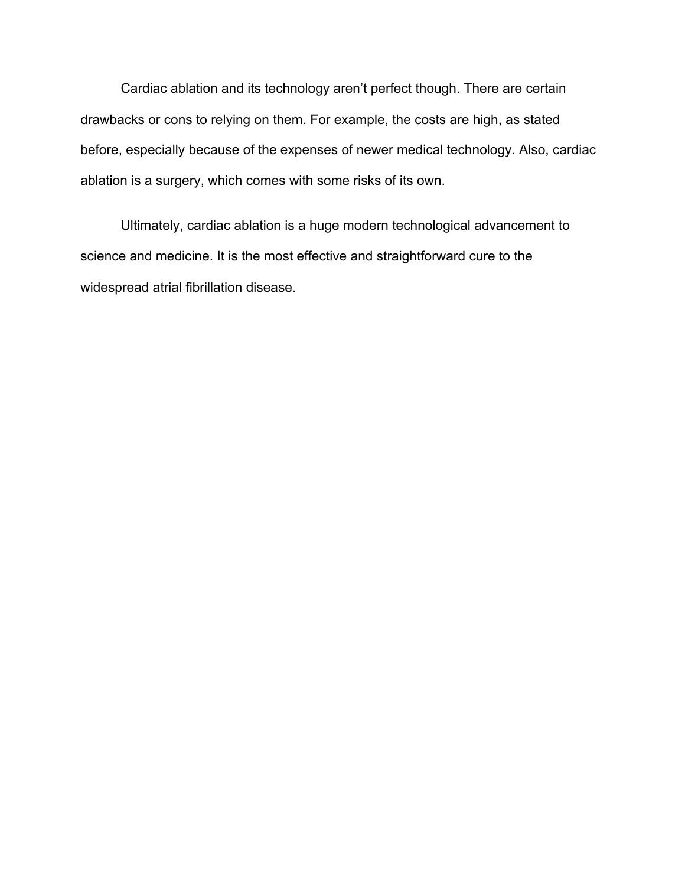Cardiac ablation and its technology aren’t perfect though. There are certain drawbacks or cons to relying on them. For example, the costs are high, as stated before, especially because of the expenses of newer medical technology. Also, cardiac ablation is a surgery, which comes with some risks of its own.

Ultimately, cardiac ablation is a huge modern technological advancement to science and medicine. It is the most effective and straightforward cure to the widespread atrial fibrillation disease.